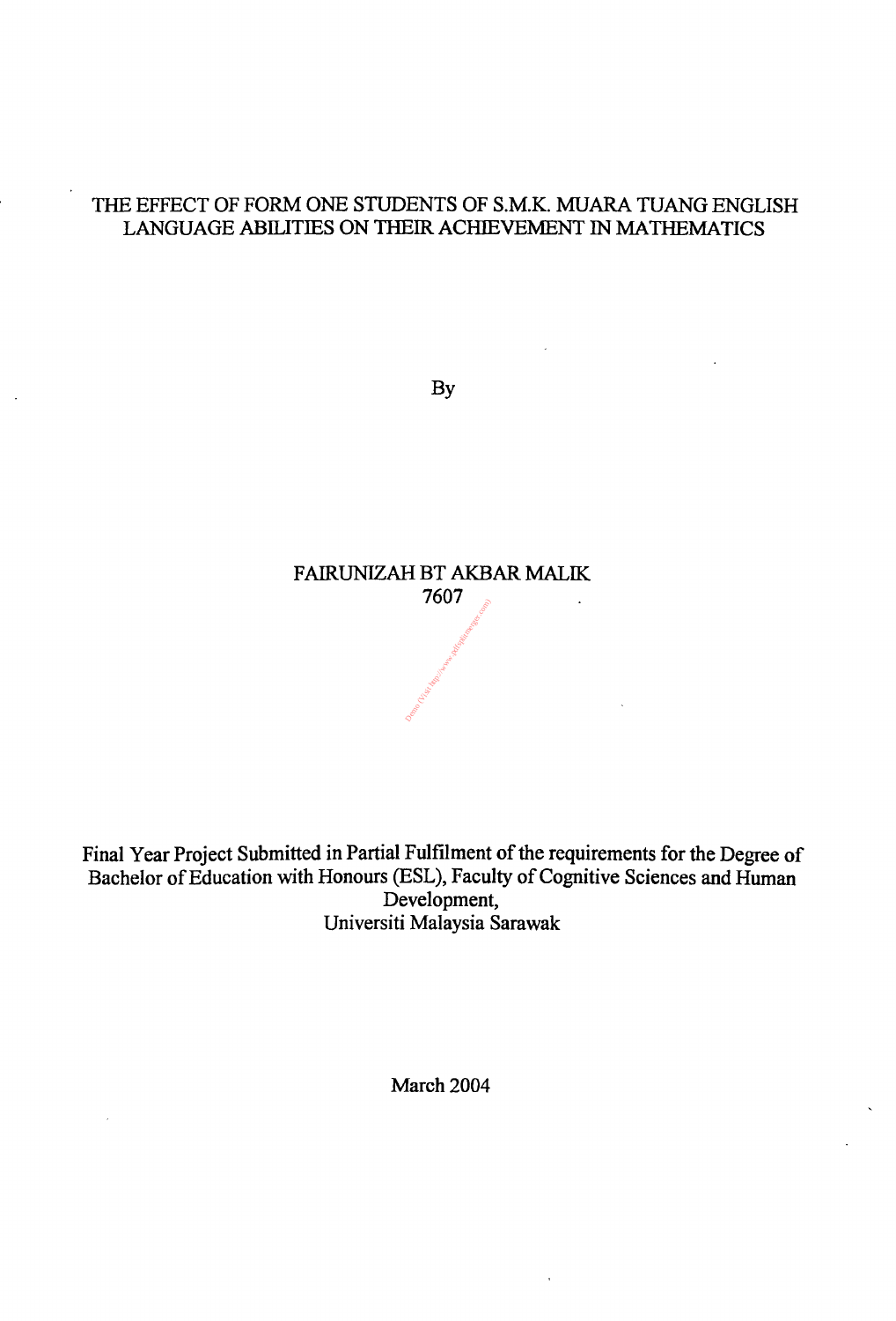# THE EFFECT OF FORM ONE STUDENTS OF S.M.K. MUARA TUANG ENGLISH LANGUAGE ABILITIES ON THEIR ACHIEVEMENT IN MATHEMATICS

By

FAIRUNIZAH BT AKBAR MALIK

7607

Final Year Project Submitted in Partial Fulfilment of the requirements for the Degree of Bachelor of Education with Honours (ESL), Faculty of Cognitive Sciences and Human Development,

Universiti Malaysia Sarawak

March 2004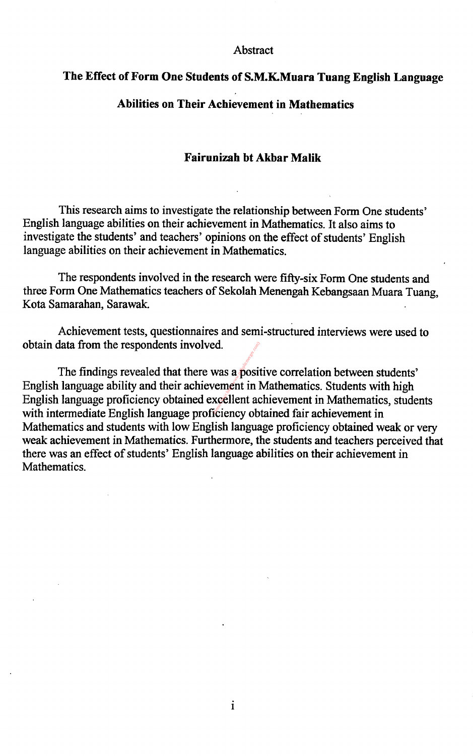## Abstract

### The Effect of Form One Students of S.M.K.Muara Tuang English Language Abilities on Their Achievement in Mathematics

**Fairunizah bt Akbar Malik**

This research aims to investigate the relationship between Form One students' English language abilities on their achievement in Mathematics. It also aims to investigate the students' and teachers' opinions on the effect of students' English language abilities on their achievement in Mathematics.

The respondents involved in the research were fifty-six Form One students and three Form One Mathematics teachers of Sekolah Menengah Kebangsaan Muara Tuang, Kota Samarahan, Sarawak.

Achievement tests, questionnaires and semi-structured interviews were used to obtain data from the respondents involved.

The findings revealed that there was a positive correlation between students' English language ability and their achievement in Mathematics. Students with high English language proficiency obtained excellent achievement in Mathematics, students with intermediate English language proficiency obtained fair achievement in Mathematics and students with low English language proficiency obtained weak or very weak achievement in Mathematics. Furthermore, the students and teachers perceived that there was an effect of students' English language abilities on their achievement in Mathematics.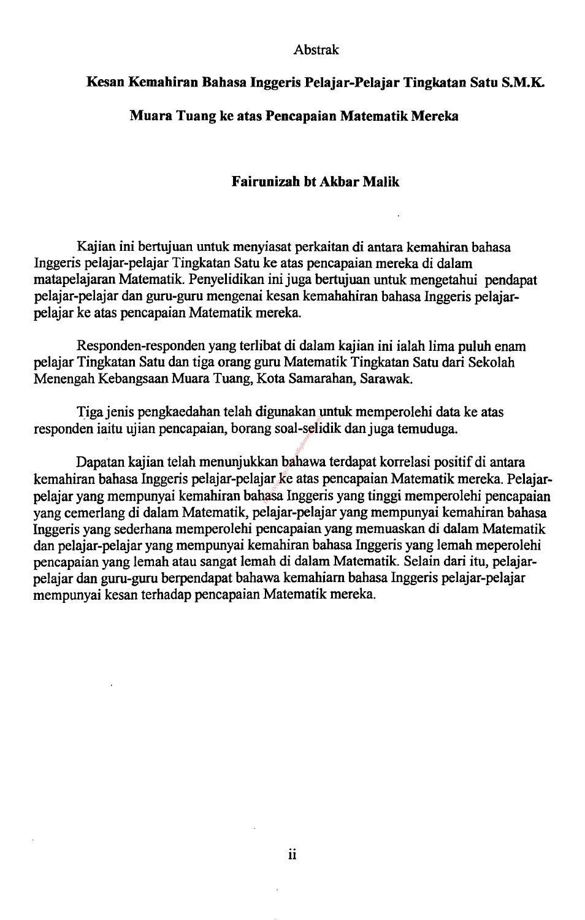# Abstrak

## Kesan Kemahiran Bahasa Inggeris Pelajar-Pelajar Tingkatan Satu S.M.K. Muara Tuang ke atas Pencapaian Matematik Mereka

**Fairunizah bt Akbar Malik**

Kajian ini bertujuan untuk menyiasat perkaitan di antara kemahiran bahasa Inggeris pelajar-pelajar Tingkatan Satu ke atas pencapaian mereka di dalam matapelajaran Matematik. Penyelidikan ini juga bertujuan untuk mengetahui pendapat pelajar-pelajar dan guru-guru mengenai kesan kemahahiran bahasa Inggeris pelajar-pelajar ke atas pencapaian Matematik mereka.

Responden-responden yang terlibat di dalam kajian ini ialah lima puluh enam pelajar Tingkatan Satu dan tiga orang guru Matematik Tingkatan Satu dari Sekolah Menengah Kebangsaan Muara Tuang, Kota Samarahan, Sarawak.

Tiga jenis pengkaedahan telah digunakan untuk memperolehi data ke atas responden iaitu ujian pencapaian, borang soal-selidik dan juga temuduga.

Dapatan kajian telah menunjukkan bahawa terdapat korrelasi positif di antara kemahiran bahasa Inggeris pelajar-pelajar ke atas pencapaian Matematik mereka. Pelajar-pelajar yang mempunyai kemahiran bahasa Inggeris yang tinggi memperolehi pencapaian yang cemerlang di dalam Matematik, pelajar-pelajar yang mempunyai kemahiran bahasa Inggeris yang sederhana memperolehi pencapaian yang memuaskan di dalam Matematik dan pelajar-pelajar yang mempunyai kemahiran bahasa Inggeris yang lemah meperolehi pencapaian yang lemah atau sangat lemah di dalam Matematik. Selain dari itu, pelajar-pelajar dan guru-guru berpendapat bahawa kemahiarn bahasa Inggeris pelajar-pelajar mempunyai kesan terhadap pencapaian Matematik mereka.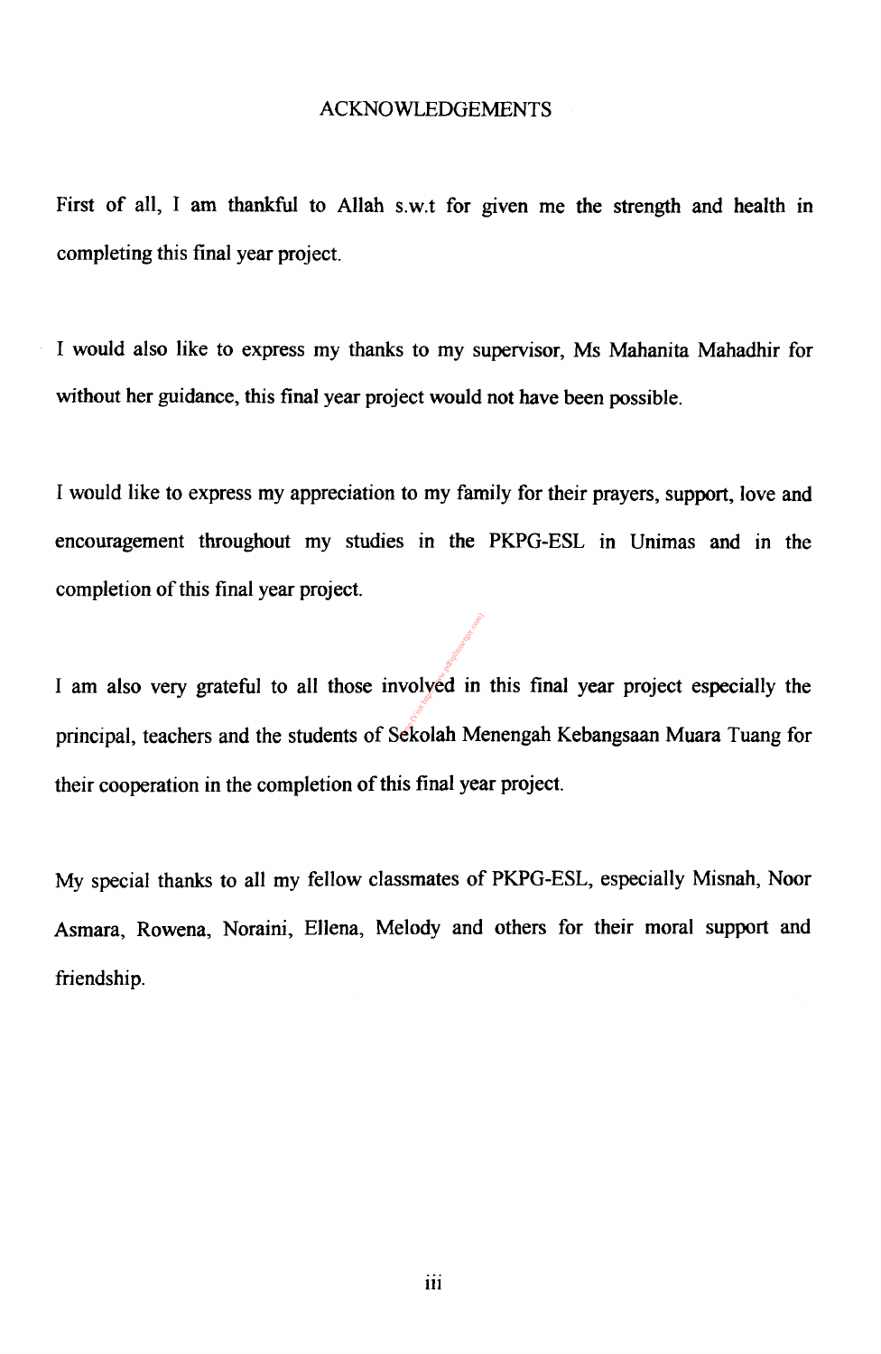# ACKNOWLEDGEMENTS

First of all, I am thankful to Allah s.w.t for given me the strength and health in completing this final year project.

I would also like to express my thanks to my supervisor, Ms Mahanita Mahadhir for without her guidance, this final year project would not have been possible.

I would like to express my appreciation to my family for their prayers, support, love and encouragement throughout my studies in the PKPG-ESL in Unimas and in the completion of this final year project.

I am also very grateful to all those involved in this final year project especially the principal, teachers and the students of Sekolah Menengah Kebangsaan Muara Tuang for their cooperation in the completion of this final year project.

My special thanks to all my fellow classmates of PKPG-ESL, especially Misnah, Noor Asmara, Rowena, Noraini, Ellena, Melody and others for their moral support and friendship.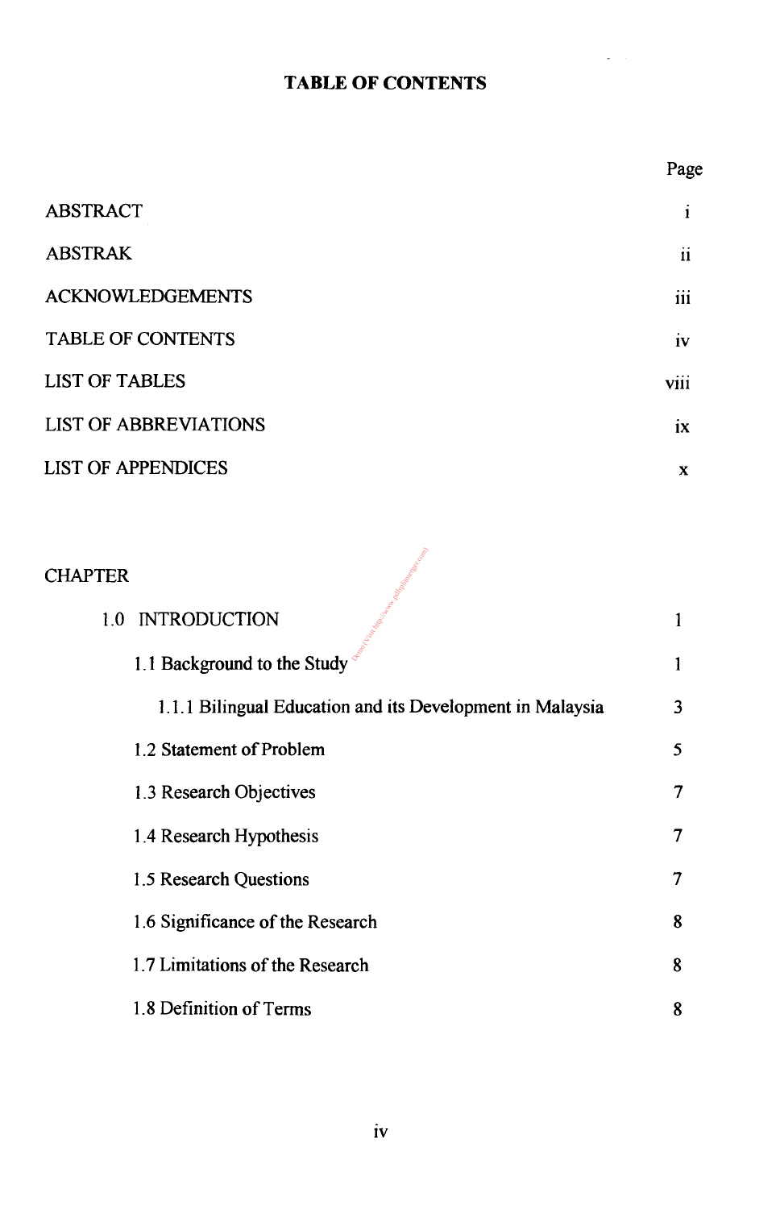# TABLE OF CONTENTS

| | Page |
|---|---|
| ABSTRACT | i |
| ABSTRAK | ii |
| ACKNOWLEDGEMENTS | iii |
| TABLE OF CONTENTS | iv |
| LIST OF TABLES | viii |
| LIST OF ABBREVIATIONS | ix |
| LIST OF APPENDICES | x |

| CHAPTER | |
|---|---|
| 1.0 INTRODUCTION | 1 |
| 1.1 Background to the Study | 1 |
| 1.1.1 Bilingual Education and its Development in Malaysia | 3 |
| 1.2 Statement of Problem | 5 |
| 1.3 Research Objectives | 7 |
| 1.4 Research Hypothesis | 7 |
| 1.5 Research Questions | 7 |
| 1.6 Significance of the Research | 8 |
| 1.7 Limitations of the Research | 8 |
| 1.8 Definition of Terms | 8 |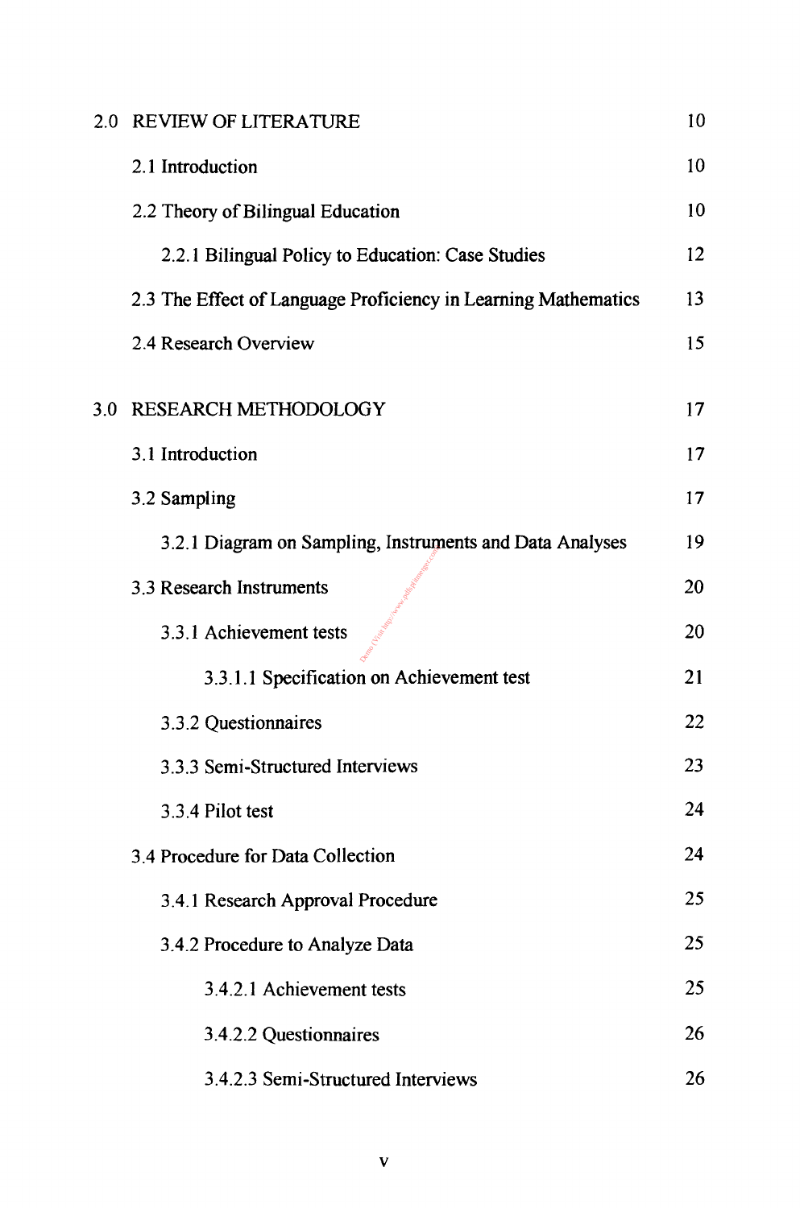| | |
|---|---|
| 2.0 REVIEW OF LITERATURE | 10 |
| 2.1 Introduction | 10 |
| 2.2 Theory of Bilingual Education | 10 |
| 2.2.1 Bilingual Policy to Education: Case Studies | 12 |
| 2.3 The Effect of Language Proficiency in Learning Mathematics | 13 |
| 2.4 Research Overview | 15 |
| 3.0 RESEARCH METHODOLOGY | 17 |
| 3.1 Introduction | 17 |
| 3.2 Sampling | 17 |
| 3.2.1 Diagram on Sampling, Instruments and Data Analyses | 19 |
| 3.3 Research Instruments | 20 |
| 3.3.1 Achievement tests | 20 |
| 3.3.1.1 Specification on Achievement test | 21 |
| 3.3.2 Questionnaires | 22 |
| 3.3.3 Semi-Structured Interviews | 23 |
| 3.3.4 Pilot test | 24 |
| 3.4 Procedure for Data Collection | 24 |
| 3.4.1 Research Approval Procedure | 25 |
| 3.4.2 Procedure to Analyze Data | 25 |
| 3.4.2.1 Achievement tests | 25 |
| 3.4.2.2 Questionnaires | 26 |
| 3.4.2.3 Semi-Structured Interviews | 26 |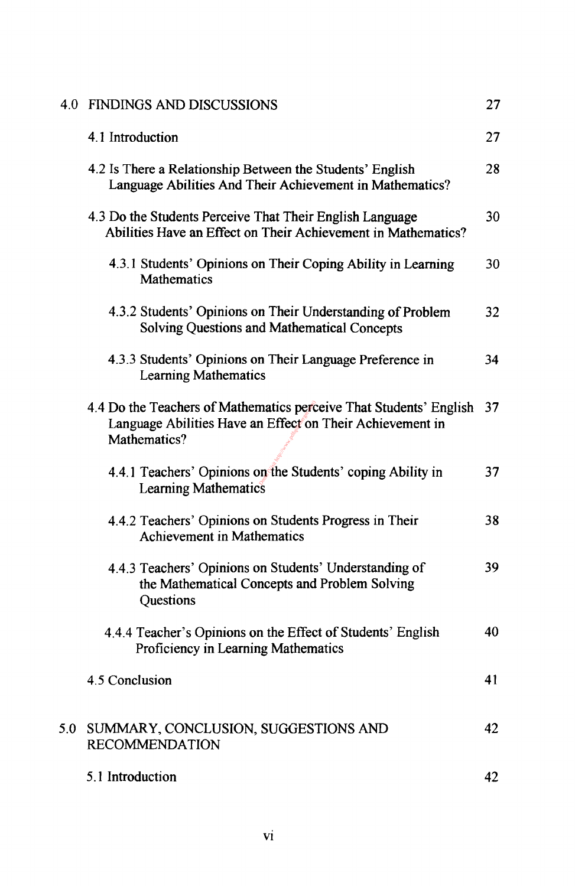| | | |
|---|---|---|
| 4.0 | FINDINGS AND DISCUSSIONS | 27 |
| | 4.1 Introduction | 27 |
| | 4.2 Is There a Relationship Between the Students' English Language Abilities And Their Achievement in Mathematics? | 28 |
| | 4.3 Do the Students Perceive That Their English Language Abilities Have an Effect on Their Achievement in Mathematics? | 30 |
| | 4.3.1 Students' Opinions on Their Coping Ability in Learning Mathematics | 30 |
| | 4.3.2 Students' Opinions on Their Understanding of Problem Solving Questions and Mathematical Concepts | 32 |
| | 4.3.3 Students' Opinions on Their Language Preference in Learning Mathematics | 34 |
| | 4.4 Do the Teachers of Mathematics perceive That Students' English Language Abilities Have an Effect on Their Achievement in Mathematics? | 37 |
| | 4.4.1 Teachers' Opinions on the Students' coping Ability in Learning Mathematics | 37 |
| | 4.4.2 Teachers' Opinions on Students Progress in Their Achievement in Mathematics | 38 |
| | 4.4.3 Teachers' Opinions on Students' Understanding of the Mathematical Concepts and Problem Solving Questions | 39 |
| | 4.4.4 Teacher's Opinions on the Effect of Students' English Proficiency in Learning Mathematics | 40 |
| | 4.5 Conclusion | 41 |
| 5.0 | SUMMARY, CONCLUSION, SUGGESTIONS AND RECOMMENDATION | 42 |
| | 5.1 Introduction | 42 |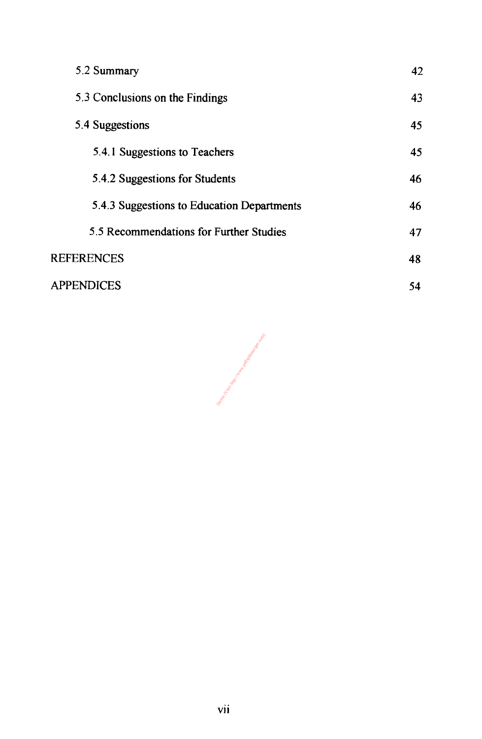| | |
|---|---|
| 5.2 Summary | 42 |
| 5.3 Conclusions on the Findings | 43 |
| 5.4 Suggestions | 45 |
| 5.4.1 Suggestions to Teachers | 45 |
| 5.4.2 Suggestions for Students | 46 |
| 5.4.3 Suggestions to Education Departments | 46 |
| 5.5 Recommendations for Further Studies | 47 |
| REFERENCES | 48 |
| APPENDICES | 54 |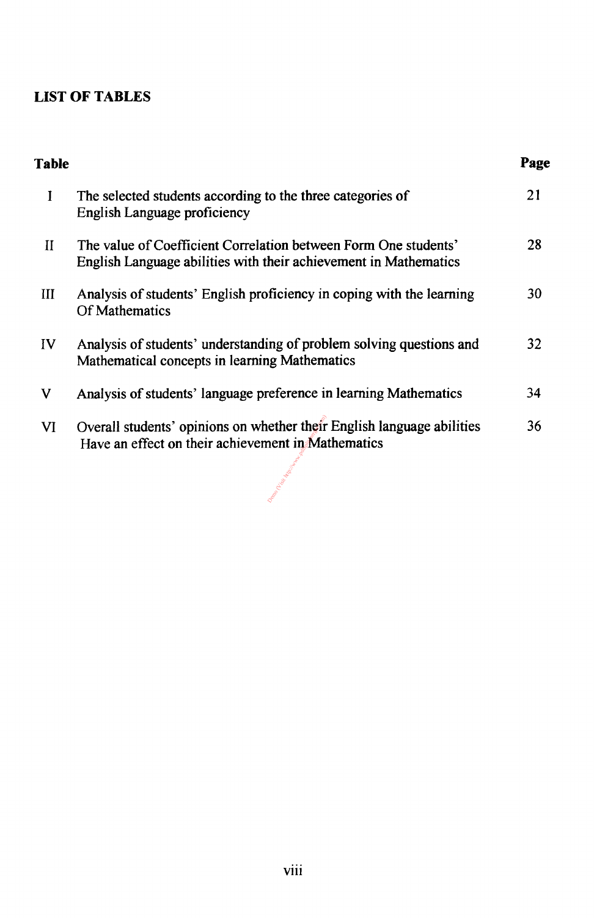## LIST OF TABLES

| Table | | Page |
|---|---|---|
| I | The selected students according to the three categories of English Language proficiency | 21 |
| II | The value of Coefficient Correlation between Form One students' English Language abilities with their achievement in Mathematics | 28 |
| III | Analysis of students' English proficiency in coping with the learning Of Mathematics | 30 |
| IV | Analysis of students' understanding of problem solving questions and Mathematical concepts in learning Mathematics | 32 |
| V | Analysis of students' language preference in learning Mathematics | 34 |
| VI | Overall students' opinions on whether their English language abilities Have an effect on their achievement in Mathematics | 36 |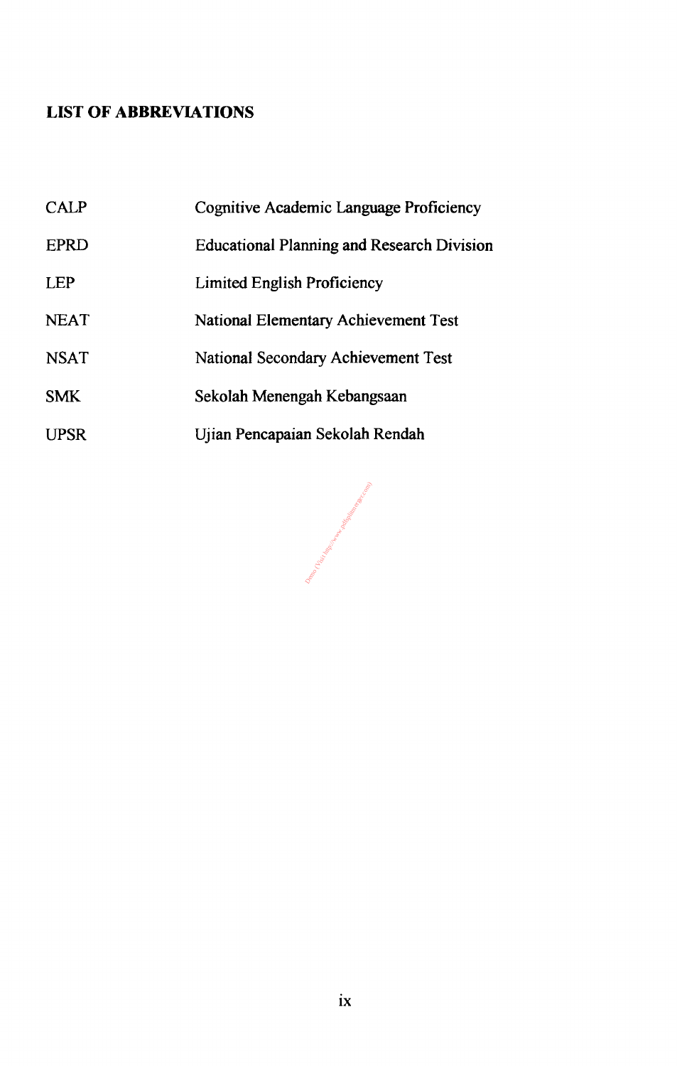## LIST OF ABBREVIATIONS

| | |
|---|---|
| CALP | Cognitive Academic Language Proficiency |
| EPRD | Educational Planning and Research Division |
| LEP | Limited English Proficiency |
| NEAT | National Elementary Achievement Test |
| NSAT | National Secondary Achievement Test |
| SMK | Sekolah Menengah Kebangsaan |
| UPSR | Ujian Pencapaian Sekolah Rendah |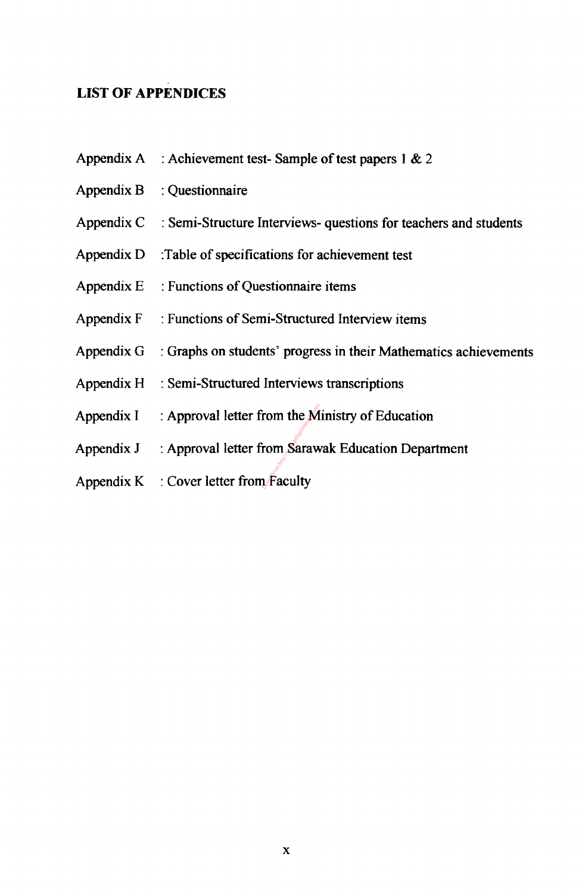## LIST OF APPENDICES

Appendix A : Achievement test- Sample of test papers 1 & 2

Appendix B : Questionnaire

Appendix C : Semi-Structure Interviews- questions for teachers and students

Appendix D :Table of specifications for achievement test

Appendix E : Functions of Questionnaire items

Appendix F : Functions of Semi-Structured Interview items

Appendix G : Graphs on students' progress in their Mathematics achievements

Appendix H : Semi-Structured Interviews transcriptions

Appendix I : Approval letter from the Ministry of Education

Appendix J : Approval letter from Sarawak Education Department

Appendix K : Cover letter from Faculty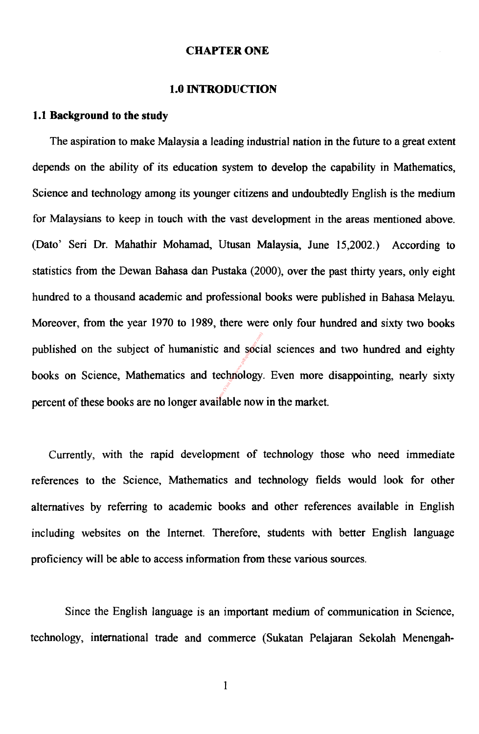# CHAPTER ONE

## 1.0 INTRODUCTION

### 1.1 Background to the study

The aspiration to make Malaysia a leading industrial nation in the future to a great extent depends on the ability of its education system to develop the capability in Mathematics, Science and technology among its younger citizens and undoubtedly English is the medium for Malaysians to keep in touch with the vast development in the areas mentioned above. (Dato' Seri Dr. Mahathir Mohamad, Utusan Malaysia, June 15,2002.) According to statistics from the Dewan Bahasa dan Pustaka (2000), over the past thirty years, only eight hundred to a thousand academic and professional books were published in Bahasa Melayu. Moreover, from the year 1970 to 1989, there were only four hundred and sixty two books published on the subject of humanistic and social sciences and two hundred and eighty books on Science, Mathematics and technology. Even more disappointing, nearly sixty percent of these books are no longer available now in the market.

Currently, with the rapid development of technology those who need immediate references to the Science, Mathematics and technology fields would look for other alternatives by referring to academic books and other references available in English including websites on the Internet. Therefore, students with better English language proficiency will be able to access information from these various sources.

Since the English language is an important medium of communication in Science, technology, international trade and commerce (Sukatan Pelajaran Sekolah Menengah-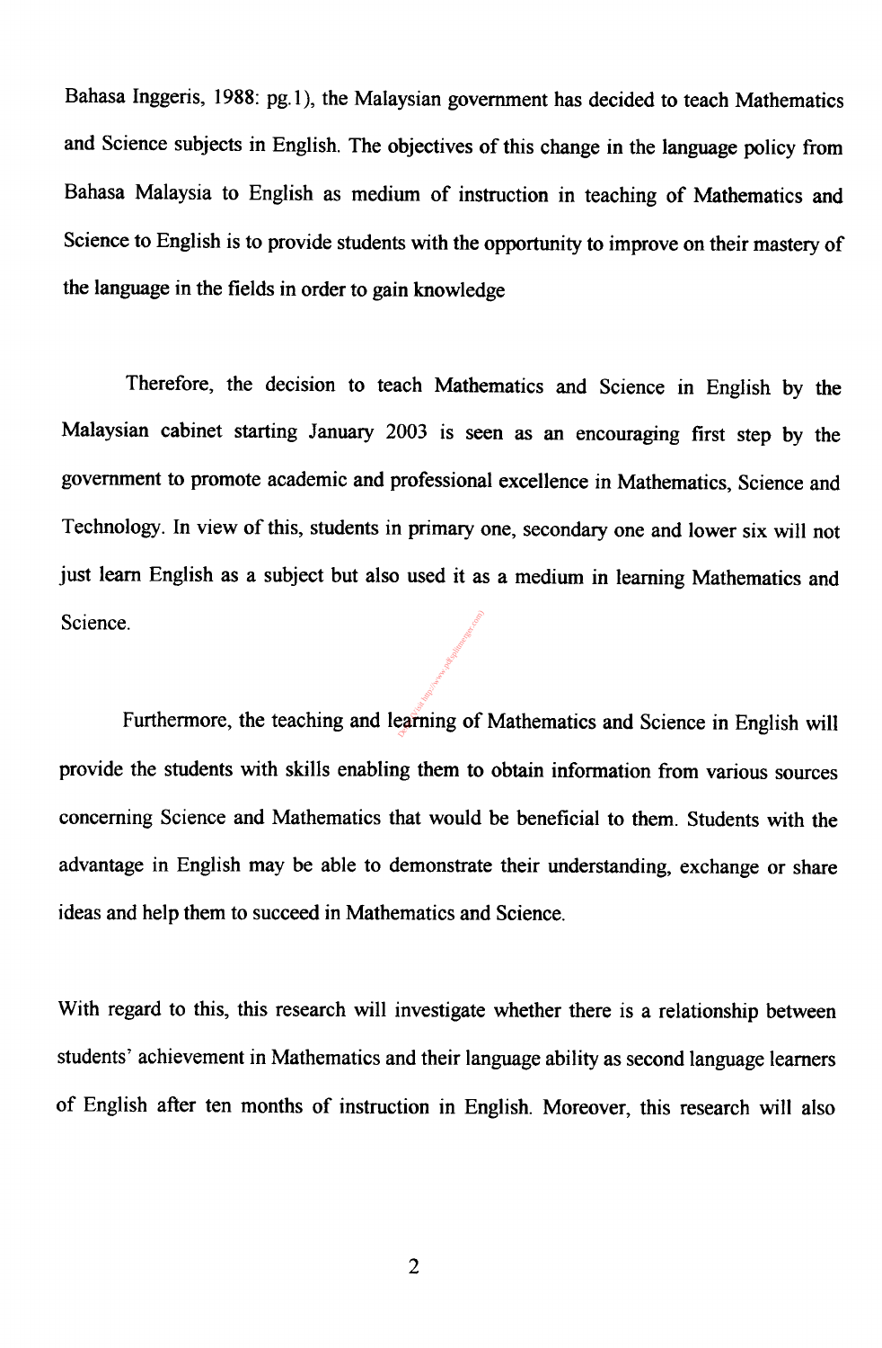Bahasa Inggeris, 1988: pg.1), the Malaysian government has decided to teach Mathematics and Science subjects in English. The objectives of this change in the language policy from Bahasa Malaysia to English as medium of instruction in teaching of Mathematics and Science to English is to provide students with the opportunity to improve on their mastery of the language in the fields in order to gain knowledge

Therefore, the decision to teach Mathematics and Science in English by the Malaysian cabinet starting January 2003 is seen as an encouraging first step by the government to promote academic and professional excellence in Mathematics, Science and Technology. In view of this, students in primary one, secondary one and lower six will not just learn English as a subject but also used it as a medium in learning Mathematics and Science.

Furthermore, the teaching and learning of Mathematics and Science in English will provide the students with skills enabling them to obtain information from various sources concerning Science and Mathematics that would be beneficial to them. Students with the advantage in English may be able to demonstrate their understanding, exchange or share ideas and help them to succeed in Mathematics and Science.

With regard to this, this research will investigate whether there is a relationship between students' achievement in Mathematics and their language ability as second language learners of English after ten months of instruction in English. Moreover, this research will also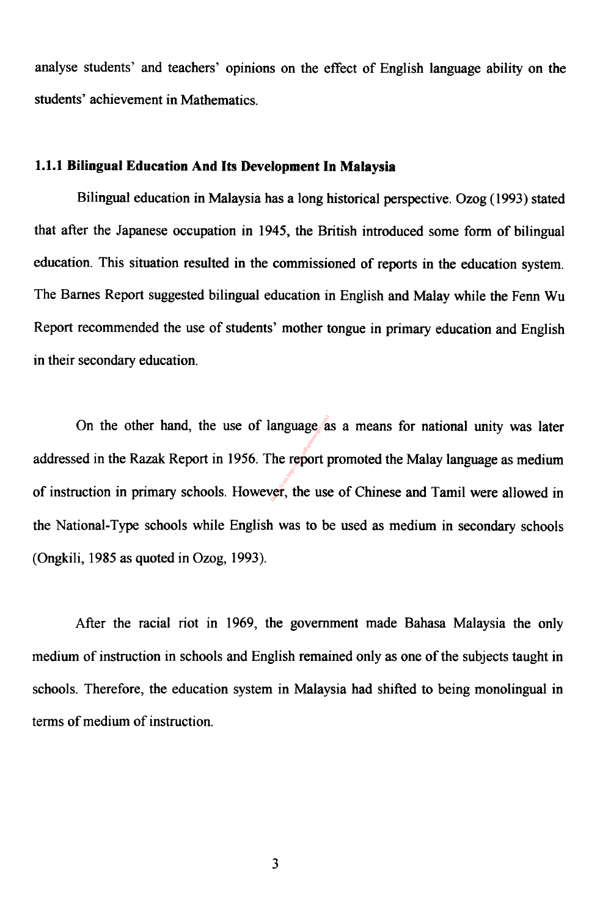analyse students' and teachers' opinions on the effect of English language ability on the students' achievement in Mathematics.

### 1.1.1 Bilingual Education And Its Development In Malaysia

Bilingual education in Malaysia has a long historical perspective. Ozog (1993) stated that after the Japanese occupation in 1945, the British introduced some form of bilingual education. This situation resulted in the commissioned of reports in the education system. The Barnes Report suggested bilingual education in English and Malay while the Fenn Wu Report recommended the use of students' mother tongue in primary education and English in their secondary education.

On the other hand, the use of language as a means for national unity was later addressed in the Razak Report in 1956. The report promoted the Malay language as medium of instruction in primary schools. However, the use of Chinese and Tamil were allowed in the National-Type schools while English was to be used as medium in secondary schools (Ongkili, 1985 as quoted in Ozog, 1993).

After the racial riot in 1969, the government made Bahasa Malaysia the only medium of instruction in schools and English remained only as one of the subjects taught in schools. Therefore, the education system in Malaysia had shifted to being monolingual in terms of medium of instruction.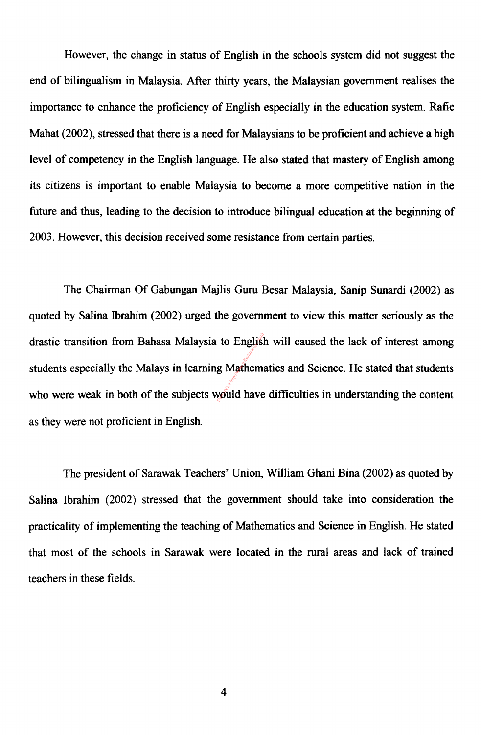However, the change in status of English in the schools system did not suggest the end of bilingualism in Malaysia. After thirty years, the Malaysian government realises the importance to enhance the proficiency of English especially in the education system. Rafie Mahat (2002), stressed that there is a need for Malaysians to be proficient and achieve a high level of competency in the English language. He also stated that mastery of English among its citizens is important to enable Malaysia to become a more competitive nation in the future and thus, leading to the decision to introduce bilingual education at the beginning of 2003. However, this decision received some resistance from certain parties.

The Chairman Of Gabungan Majlis Guru Besar Malaysia, Sanip Sunardi (2002) as quoted by Salina Ibrahim (2002) urged the government to view this matter seriously as the drastic transition from Bahasa Malaysia to English will caused the lack of interest among students especially the Malays in learning Mathematics and Science. He stated that students who were weak in both of the subjects would have difficulties in understanding the content as they were not proficient in English.

The president of Sarawak Teachers' Union, William Ghani Bina (2002) as quoted by Salina Ibrahim (2002) stressed that the government should take into consideration the practicality of implementing the teaching of Mathematics and Science in English. He stated that most of the schools in Sarawak were located in the rural areas and lack of trained teachers in these fields.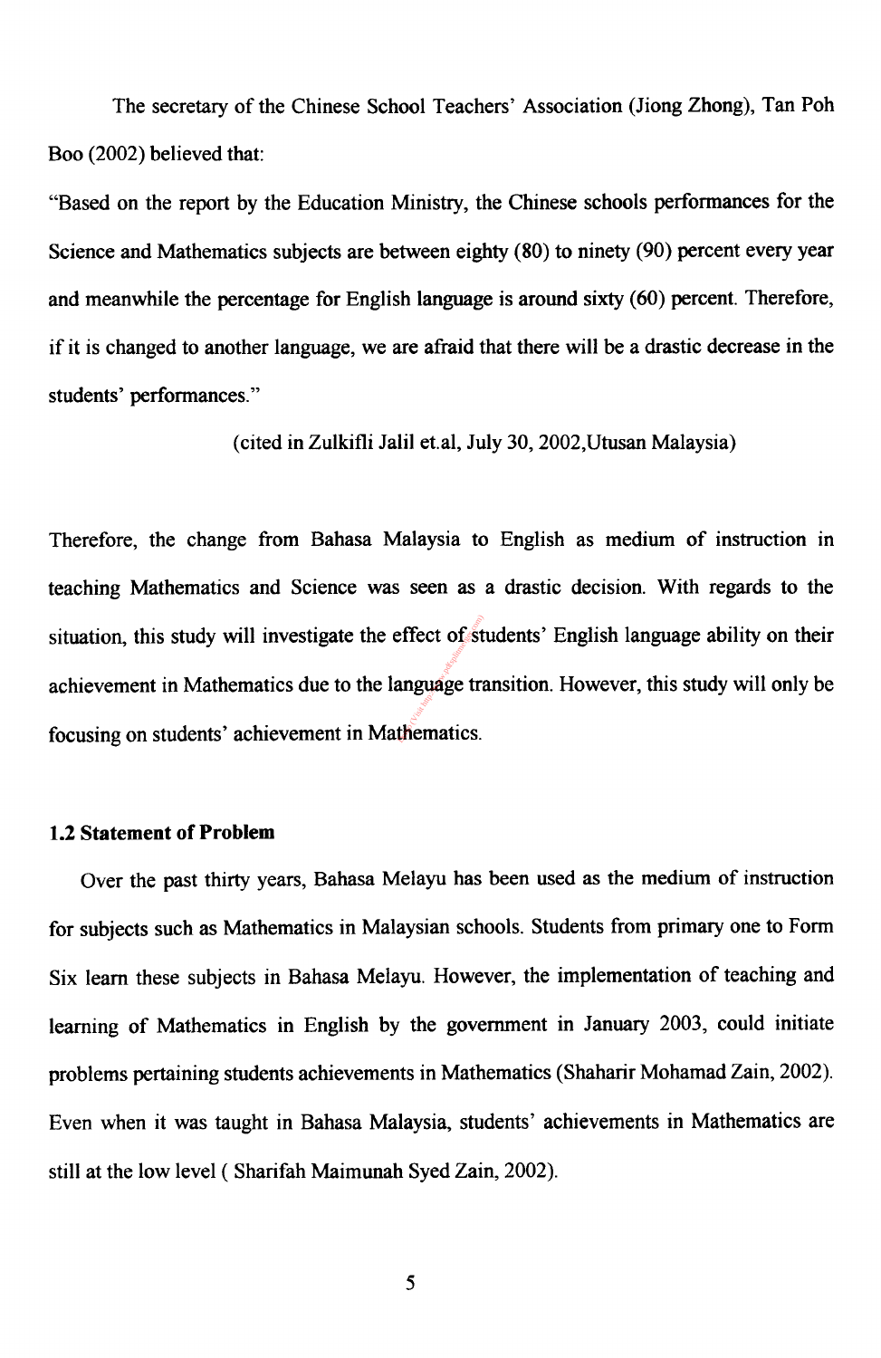The secretary of the Chinese School Teachers' Association (Jiong Zhong), Tan Poh Boo (2002) believed that:

"Based on the report by the Education Ministry, the Chinese schools performances for the Science and Mathematics subjects are between eighty (80) to ninety (90) percent every year and meanwhile the percentage for English language is around sixty (60) percent. Therefore, if it is changed to another language, we are afraid that there will be a drastic decrease in the students' performances."

(cited in Zulkifli Jalil et.al, July 30, 2002,Utusan Malaysia)

Therefore, the change from Bahasa Malaysia to English as medium of instruction in teaching Mathematics and Science was seen as a drastic decision. With regards to the situation, this study will investigate the effect of students' English language ability on their achievement in Mathematics due to the language transition. However, this study will only be focusing on students' achievement in Mathematics.

### 1.2 Statement of Problem

Over the past thirty years, Bahasa Melayu has been used as the medium of instruction for subjects such as Mathematics in Malaysian schools. Students from primary one to Form Six learn these subjects in Bahasa Melayu. However, the implementation of teaching and learning of Mathematics in English by the government in January 2003, could initiate problems pertaining students achievements in Mathematics (Shaharir Mohamad Zain, 2002). Even when it was taught in Bahasa Malaysia, students' achievements in Mathematics are still at the low level ( Sharifah Maimunah Syed Zain, 2002).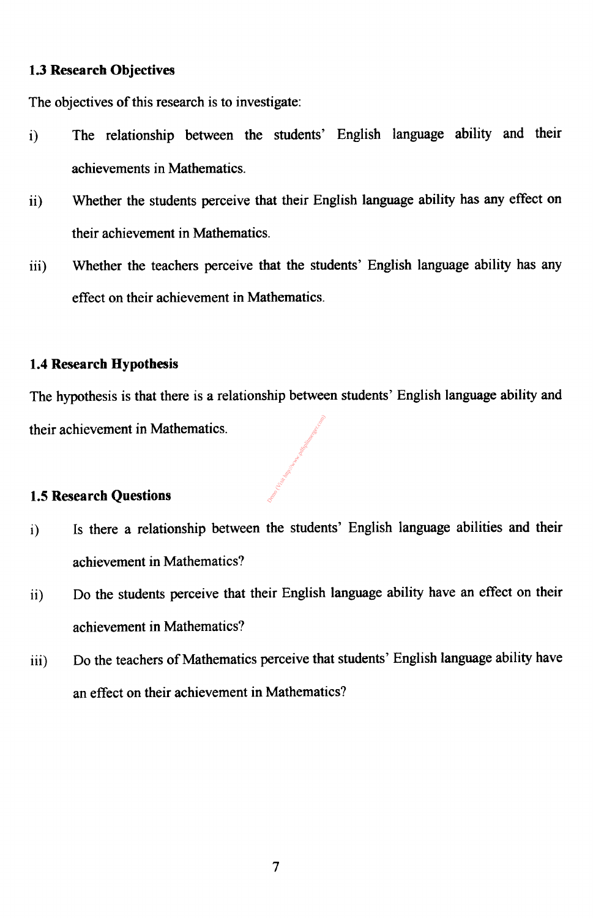### 1.3 Research Objectives

The objectives of this research is to investigate:

i) The relationship between the students' English language ability and their achievements in Mathematics.

ii) Whether the students perceive that their English language ability has any effect on their achievement in Mathematics.

iii) Whether the teachers perceive that the students' English language ability has any effect on their achievement in Mathematics.

### 1.4 Research Hypothesis

The hypothesis is that there is a relationship between students' English language ability and their achievement in Mathematics.

### 1.5 Research Questions

i) Is there a relationship between the students' English language abilities and their achievement in Mathematics?

ii) Do the students perceive that their English language ability have an effect on their achievement in Mathematics?

iii) Do the teachers of Mathematics perceive that students' English language ability have an effect on their achievement in Mathematics?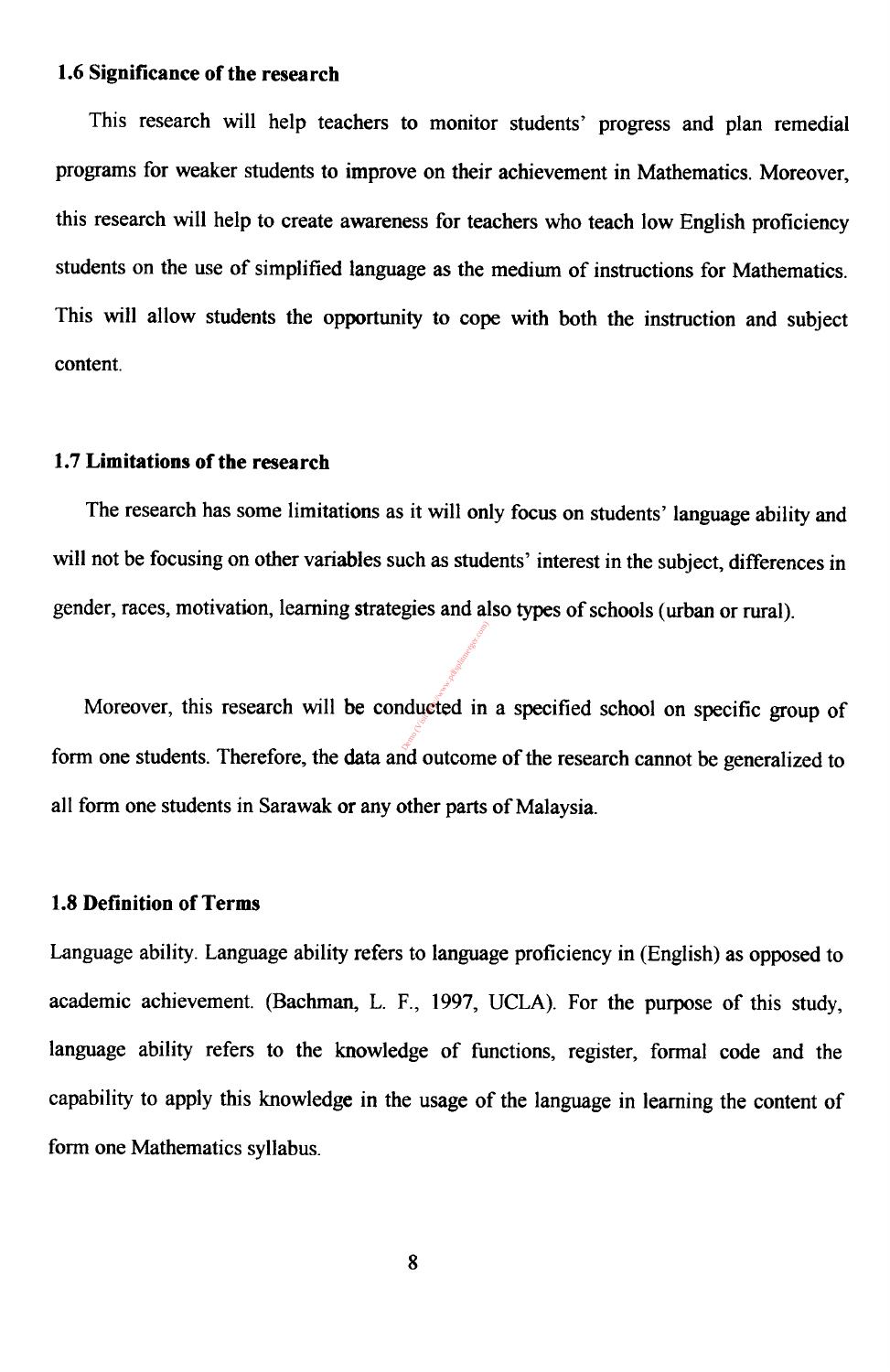## 1.6 Significance of the research

This research will help teachers to monitor students' progress and plan remedial programs for weaker students to improve on their achievement in Mathematics. Moreover, this research will help to create awareness for teachers who teach low English proficiency students on the use of simplified language as the medium of instructions for Mathematics. This will allow students the opportunity to cope with both the instruction and subject content.

## 1.7 Limitations of the research

The research has some limitations as it will only focus on students' language ability and will not be focusing on other variables such as students' interest in the subject, differences in gender, races, motivation, learning strategies and also types of schools (urban or rural).

Moreover, this research will be conducted in a specified school on specific group of form one students. Therefore, the data and outcome of the research cannot be generalized to all form one students in Sarawak or any other parts of Malaysia.

## 1.8 Definition of Terms

Language ability. Language ability refers to language proficiency in (English) as opposed to academic achievement. (Bachman, L. F., 1997, UCLA). For the purpose of this study, language ability refers to the knowledge of functions, register, formal code and the capability to apply this knowledge in the usage of the language in learning the content of form one Mathematics syllabus.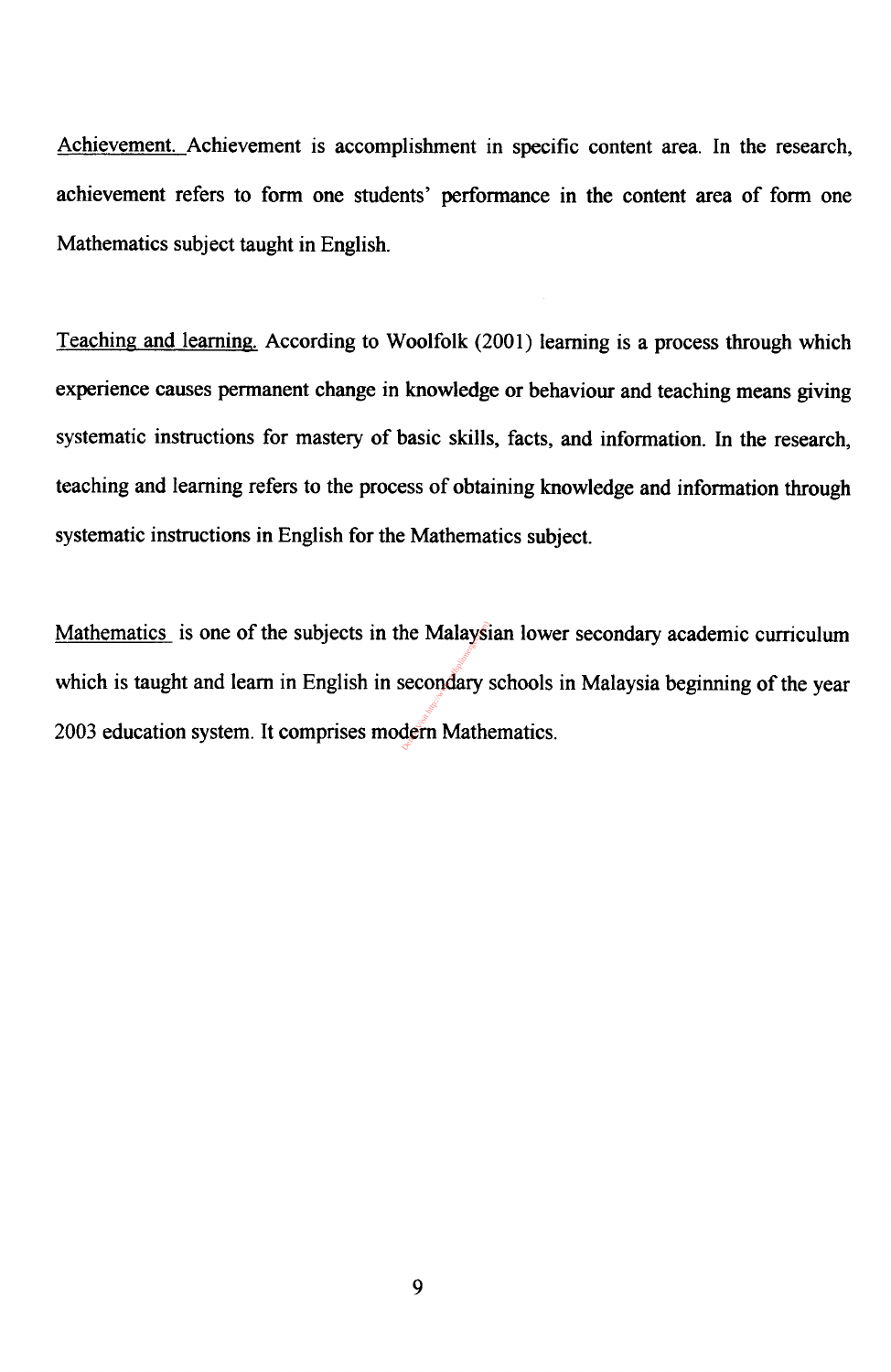Achievement. Achievement is accomplishment in specific content area. In the research, achievement refers to form one students' performance in the content area of form one Mathematics subject taught in English.

Teaching and learning. According to Woolfolk (2001) learning is a process through which experience causes permanent change in knowledge or behaviour and teaching means giving systematic instructions for mastery of basic skills, facts, and information. In the research, teaching and learning refers to the process of obtaining knowledge and information through systematic instructions in English for the Mathematics subject.

Mathematics is one of the subjects in the Malaysian lower secondary academic curriculum which is taught and learn in English in secondary schools in Malaysia beginning of the year 2003 education system. It comprises modern Mathematics.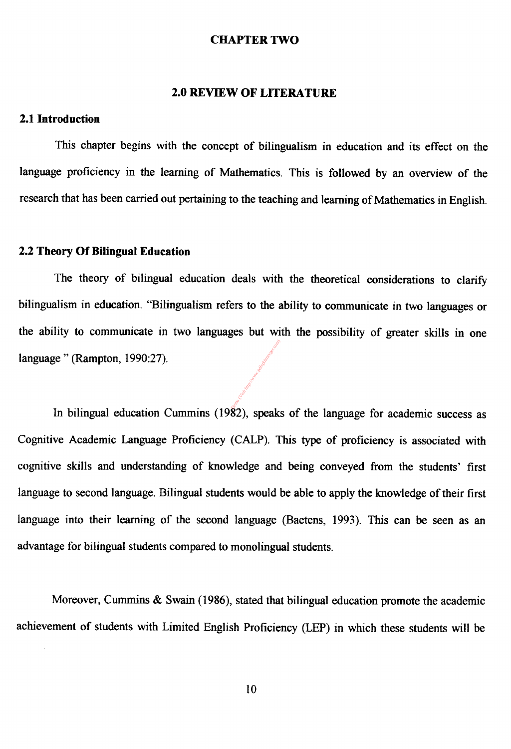# CHAPTER TWO

## 2.0 REVIEW OF LITERATURE

### 2.1 Introduction

This chapter begins with the concept of bilingualism in education and its effect on the language proficiency in the learning of Mathematics. This is followed by an overview of the research that has been carried out pertaining to the teaching and learning of Mathematics in English.

### 2.2 Theory Of Bilingual Education

The theory of bilingual education deals with the theoretical considerations to clarify bilingualism in education. "Bilingualism refers to the ability to communicate in two languages or the ability to communicate in two languages but with the possibility of greater skills in one language " (Rampton, 1990:27).

In bilingual education Cummins (1982), speaks of the language for academic success as Cognitive Academic Language Proficiency (CALP). This type of proficiency is associated with cognitive skills and understanding of knowledge and being conveyed from the students' first language to second language. Bilingual students would be able to apply the knowledge of their first language into their learning of the second language (Baetens, 1993). This can be seen as an advantage for bilingual students compared to monolingual students.

Moreover, Cummins & Swain (1986), stated that bilingual education promote the academic achievement of students with Limited English Proficiency (LEP) in which these students will be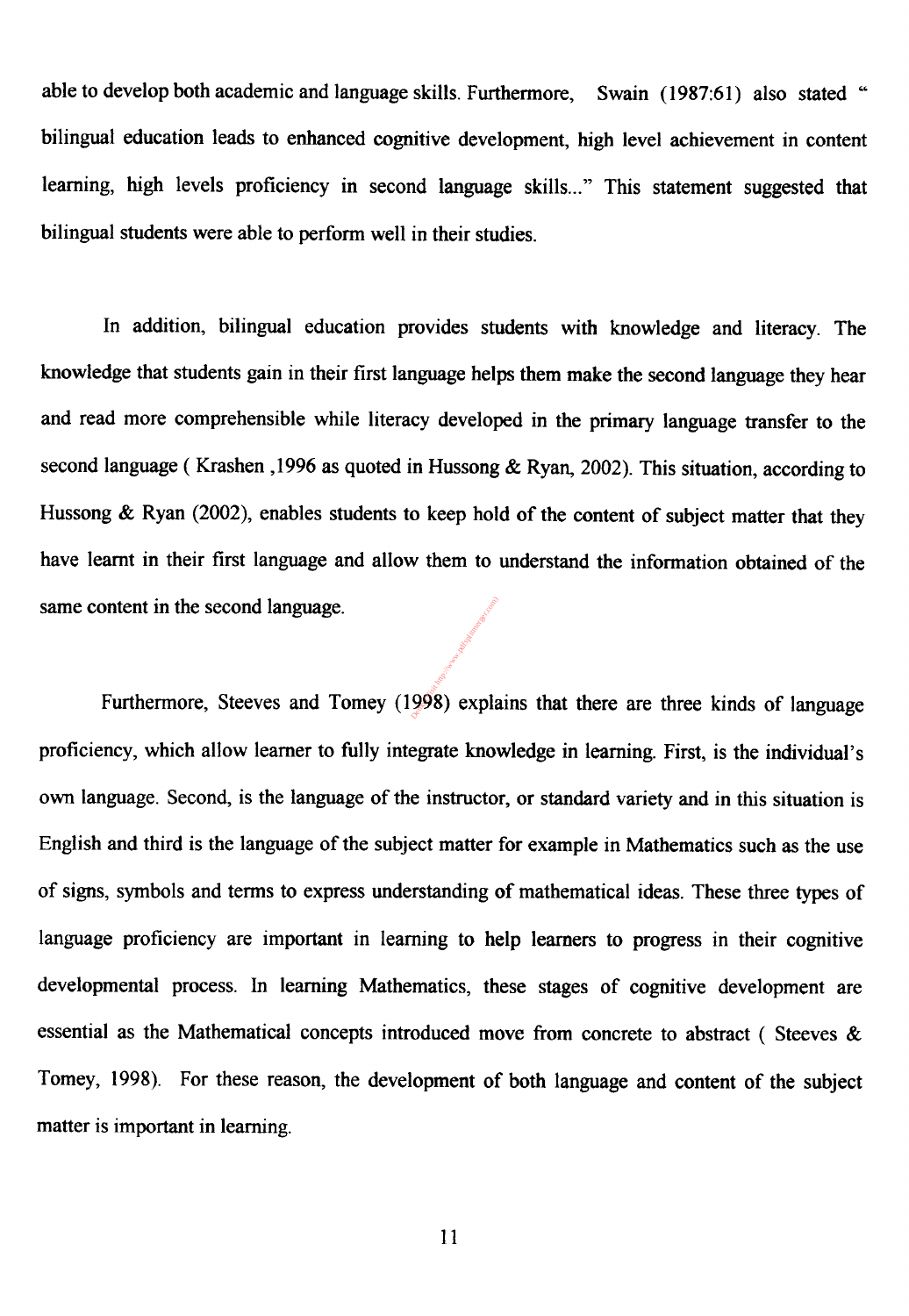able to develop both academic and language skills. Furthermore, Swain (1987:61) also stated " bilingual education leads to enhanced cognitive development, high level achievement in content learning, high levels proficiency in second language skills..." This statement suggested that bilingual students were able to perform well in their studies.

In addition, bilingual education provides students with knowledge and literacy. The knowledge that students gain in their first language helps them make the second language they hear and read more comprehensible while literacy developed in the primary language transfer to the second language ( Krashen ,1996 as quoted in Hussong & Ryan, 2002). This situation, according to Hussong & Ryan (2002), enables students to keep hold of the content of subject matter that they have learnt in their first language and allow them to understand the information obtained of the same content in the second language.

Furthermore, Steeves and Tomey (1998) explains that there are three kinds of language proficiency, which allow learner to fully integrate knowledge in learning. First, is the individual's own language. Second, is the language of the instructor, or standard variety and in this situation is English and third is the language of the subject matter for example in Mathematics such as the use of signs, symbols and terms to express understanding of mathematical ideas. These three types of language proficiency are important in learning to help learners to progress in their cognitive developmental process. In learning Mathematics, these stages of cognitive development are essential as the Mathematical concepts introduced move from concrete to abstract ( Steeves & Tomey, 1998). For these reason, the development of both language and content of the subject matter is important in learning.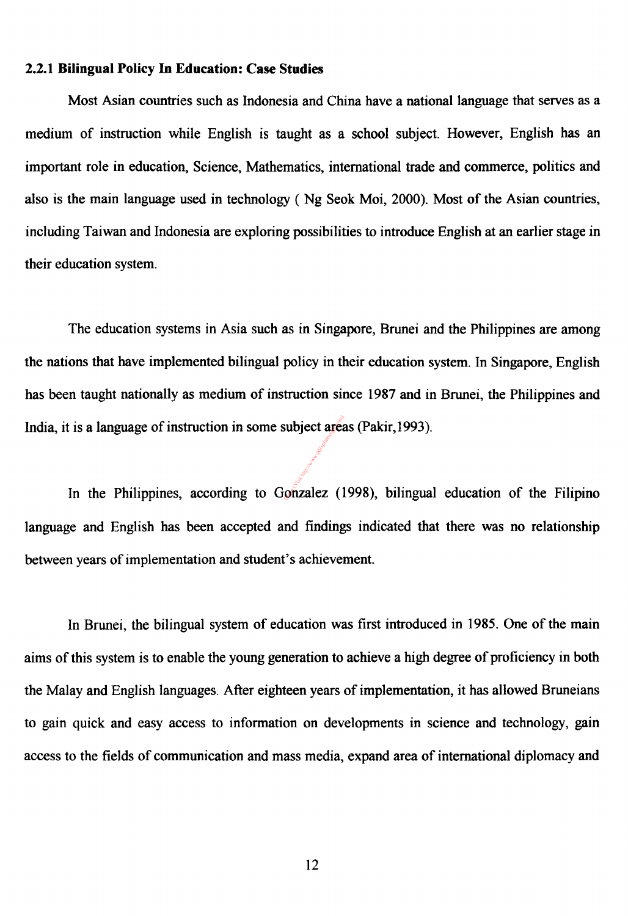### 2.2.1 Bilingual Policy In Education: Case Studies

Most Asian countries such as Indonesia and China have a national language that serves as a medium of instruction while English is taught as a school subject. However, English has an important role in education, Science, Mathematics, international trade and commerce, politics and also is the main language used in technology ( Ng Seok Moi, 2000). Most of the Asian countries, including Taiwan and Indonesia are exploring possibilities to introduce English at an earlier stage in their education system.

The education systems in Asia such as in Singapore, Brunei and the Philippines are among the nations that have implemented bilingual policy in their education system. In Singapore, English has been taught nationally as medium of instruction since 1987 and in Brunei, the Philippines and India, it is a language of instruction in some subject areas (Pakir,1993).

In the Philippines, according to Gonzalez (1998), bilingual education of the Filipino language and English has been accepted and findings indicated that there was no relationship between years of implementation and student's achievement.

In Brunei, the bilingual system of education was first introduced in 1985. One of the main aims of this system is to enable the young generation to achieve a high degree of proficiency in both the Malay and English languages. After eighteen years of implementation, it has allowed Bruneians to gain quick and easy access to information on developments in science and technology, gain access to the fields of communication and mass media, expand area of international diplomacy and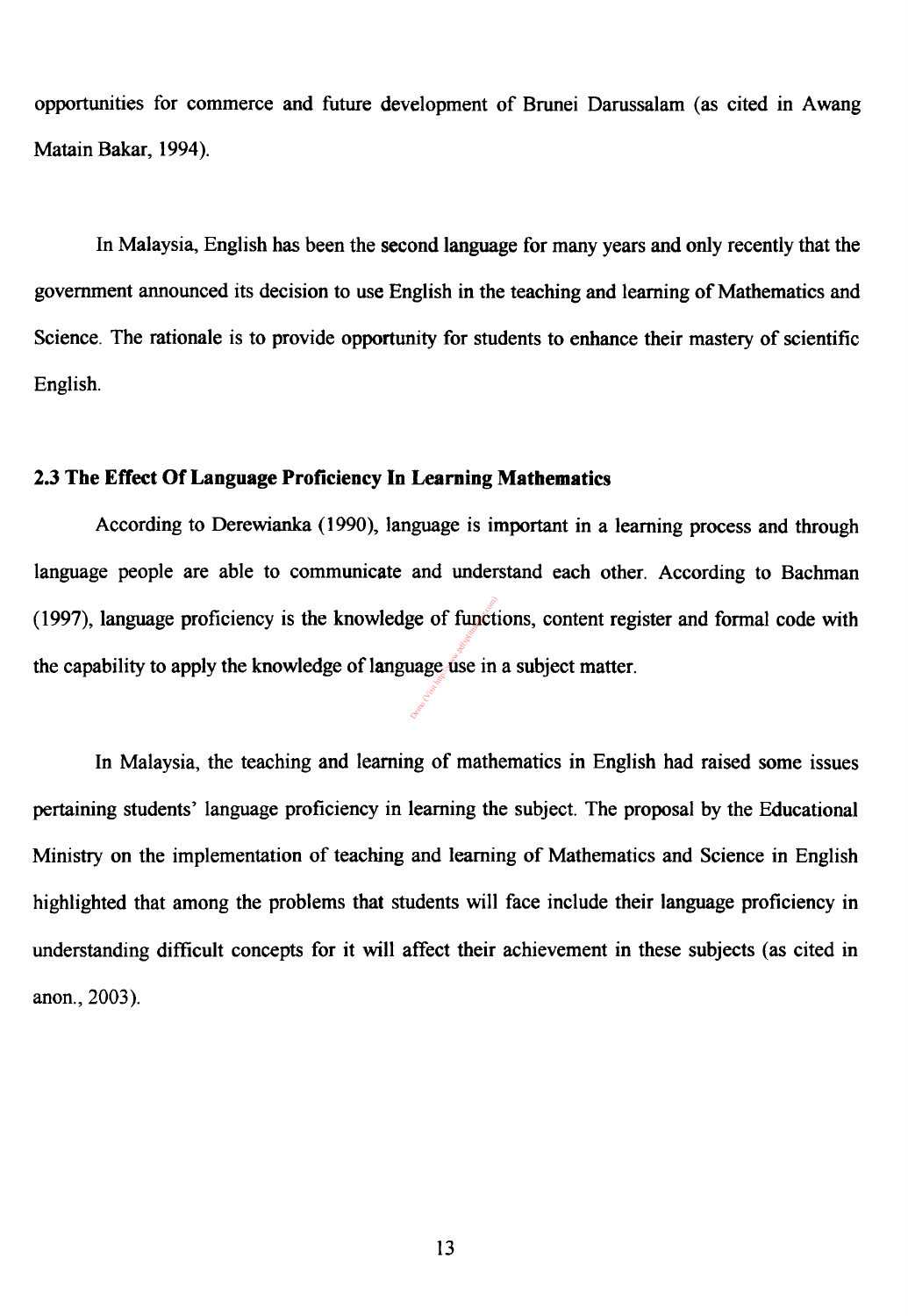opportunities for commerce and future development of Brunei Darussalam (as cited in Awang Matain Bakar, 1994).

In Malaysia, English has been the second language for many years and only recently that the government announced its decision to use English in the teaching and learning of Mathematics and Science. The rationale is to provide opportunity for students to enhance their mastery of scientific English.

### 2.3 The Effect Of Language Proficiency In Learning Mathematics

According to Derewianka (1990), language is important in a learning process and through language people are able to communicate and understand each other. According to Bachman (1997), language proficiency is the knowledge of functions, content register and formal code with the capability to apply the knowledge of language use in a subject matter.

In Malaysia, the teaching and learning of mathematics in English had raised some issues pertaining students' language proficiency in learning the subject. The proposal by the Educational Ministry on the implementation of teaching and learning of Mathematics and Science in English highlighted that among the problems that students will face include their language proficiency in understanding difficult concepts for it will affect their achievement in these subjects (as cited in anon., 2003).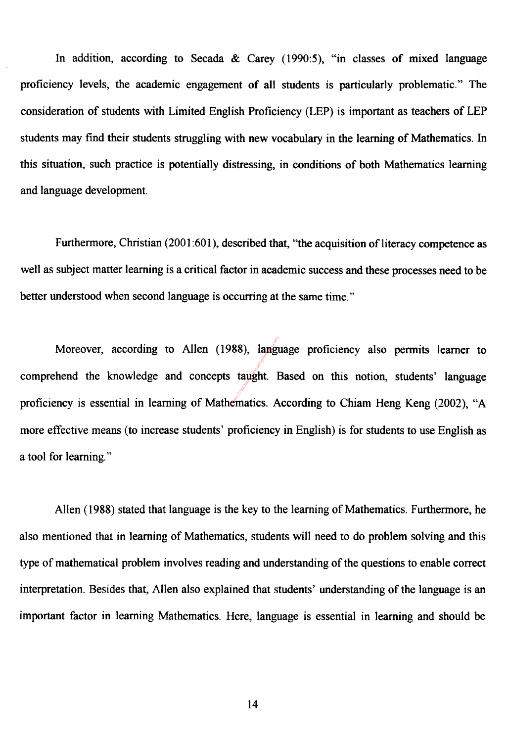In addition, according to Secada & Carey (1990:5), "in classes of mixed language proficiency levels, the academic engagement of all students is particularly problematic." The consideration of students with Limited English Proficiency (LEP) is important as teachers of LEP students may find their students struggling with new vocabulary in the learning of Mathematics. In this situation, such practice is potentially distressing, in conditions of both Mathematics learning and language development.

Furthermore, Christian (2001:601), described that, "the acquisition of literacy competence as well as subject matter learning is a critical factor in academic success and these processes need to be better understood when second language is occurring at the same time."

Moreover, according to Allen (1988), language proficiency also permits learner to comprehend the knowledge and concepts taught. Based on this notion, students' language proficiency is essential in learning of Mathematics. According to Chiam Heng Keng (2002), "A more effective means (to increase students' proficiency in English) is for students to use English as a tool for learning."

Allen (1988) stated that language is the key to the learning of Mathematics. Furthermore, he also mentioned that in learning of Mathematics, students will need to do problem solving and this type of mathematical problem involves reading and understanding of the questions to enable correct interpretation. Besides that, Allen also explained that students' understanding of the language is an important factor in learning Mathematics. Here, language is essential in learning and should be